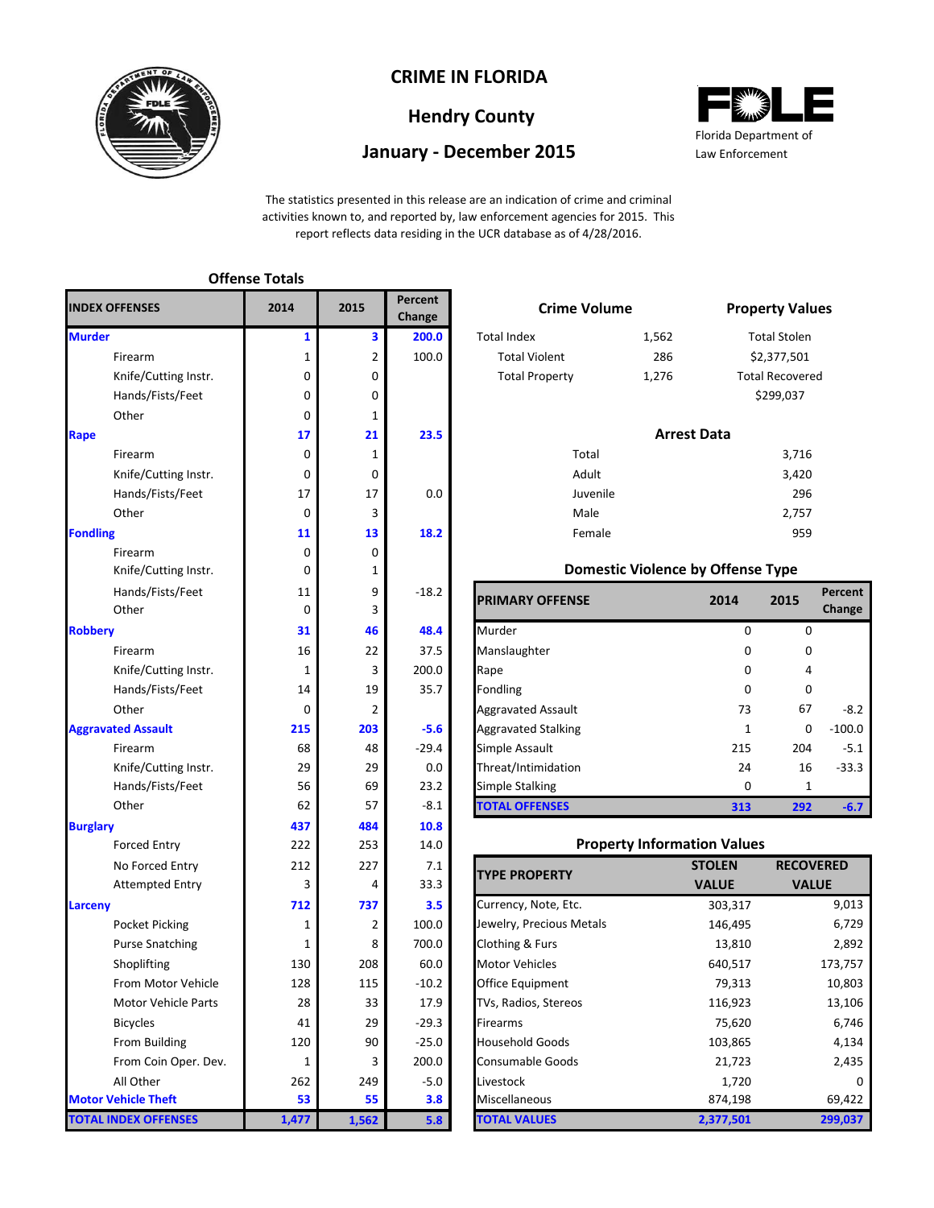# CRIME IN FLORIDA

## Hendry County

## January - December 2015

Florida Department of Law Enforcement

The statistics presented in this release are an indication of crime and criminal activities known to, and reported by, law enforcement agencies for 2015. This report reflects data residing in the UCR database as of 4/28/2016.

### Offense Totals

| INDEX OFFENSES | 2014 | 2015 | Percent Change |
|---|---|---|---|
| **Murder** | **1** | **3** | **200.0** |
| Firearm | 1 | 2 | 100.0 |
| Knife/Cutting Instr. | 0 | 0 | |
| Hands/Fists/Feet | 0 | 0 | |
| Other | 0 | 1 | |
| **Rape** | **17** | **21** | **23.5** |
| Firearm | 0 | 1 | |
| Knife/Cutting Instr. | 0 | 0 | |
| Hands/Fists/Feet | 17 | 17 | 0.0 |
| Other | 0 | 3 | |
| **Fondling** | **11** | **13** | **18.2** |
| Firearm | 0 | 0 | |
| Knife/Cutting Instr. | 0 | 1 | |
| Hands/Fists/Feet | 11 | 9 | -18.2 |
| Other | 0 | 3 | |
| **Robbery** | **31** | **46** | **48.4** |
| Firearm | 16 | 22 | 37.5 |
| Knife/Cutting Instr. | 1 | 3 | 200.0 |
| Hands/Fists/Feet | 14 | 19 | 35.7 |
| Other | 0 | 2 | |
| **Aggravated Assault** | **215** | **203** | **-5.6** |
| Firearm | 68 | 48 | -29.4 |
| Knife/Cutting Instr. | 29 | 29 | 0.0 |
| Hands/Fists/Feet | 56 | 69 | 23.2 |
| Other | 62 | 57 | -8.1 |
| **Burglary** | **437** | **484** | **10.8** |
| Forced Entry | 222 | 253 | 14.0 |
| No Forced Entry | 212 | 227 | 7.1 |
| Attempted Entry | 3 | 4 | 33.3 |
| **Larceny** | **712** | **737** | **3.5** |
| Pocket Picking | 1 | 2 | 100.0 |
| Purse Snatching | 1 | 8 | 700.0 |
| Shoplifting | 130 | 208 | 60.0 |
| From Motor Vehicle | 128 | 115 | -10.2 |
| Motor Vehicle Parts | 28 | 33 | 17.9 |
| Bicycles | 41 | 29 | -29.3 |
| From Building | 120 | 90 | -25.0 |
| From Coin Oper. Dev. | 1 | 3 | 200.0 |
| All Other | 262 | 249 | -5.0 |
| **Motor Vehicle Theft** | **53** | **55** | **3.8** |
| **TOTAL INDEX OFFENSES** | **1,477** | **1,562** | **5.8** |

### Crime Volume

| | |
|---|---|
| Total Index | 1,562 |
| Total Violent | 286 |
| Total Property | 1,276 |

### Property Values

| | |
|---|---|
| Total Stolen | $2,377,501 |
| Total Recovered | $299,037 |

### Arrest Data

| | |
|---|---|
| Total | 3,716 |
| Adult | 3,420 |
| Juvenile | 296 |
| Male | 2,757 |
| Female | 959 |

### Domestic Violence by Offense Type

| PRIMARY OFFENSE | 2014 | 2015 | Percent Change |
|---|---|---|---|
| Murder | 0 | 0 | |
| Manslaughter | 0 | 0 | |
| Rape | 0 | 4 | |
| Fondling | 0 | 0 | |
| Aggravated Assault | 73 | 67 | -8.2 |
| Aggravated Stalking | 1 | 0 | -100.0 |
| Simple Assault | 215 | 204 | -5.1 |
| Threat/Intimidation | 24 | 16 | -33.3 |
| Simple Stalking | 0 | 1 | |
| **TOTAL OFFENSES** | **313** | **292** | **-6.7** |

### Property Information Values

| TYPE PROPERTY | STOLEN VALUE | RECOVERED VALUE |
|---|---|---|
| Currency, Note, Etc. | 303,317 | 9,013 |
| Jewelry, Precious Metals | 146,495 | 6,729 |
| Clothing & Furs | 13,810 | 2,892 |
| Motor Vehicles | 640,517 | 173,757 |
| Office Equipment | 79,313 | 10,803 |
| TVs, Radios, Stereos | 116,923 | 13,106 |
| Firearms | 75,620 | 6,746 |
| Household Goods | 103,865 | 4,134 |
| Consumable Goods | 21,723 | 2,435 |
| Livestock | 1,720 | 0 |
| Miscellaneous | 874,198 | 69,422 |
| **TOTAL VALUES** | **2,377,501** | **299,037** |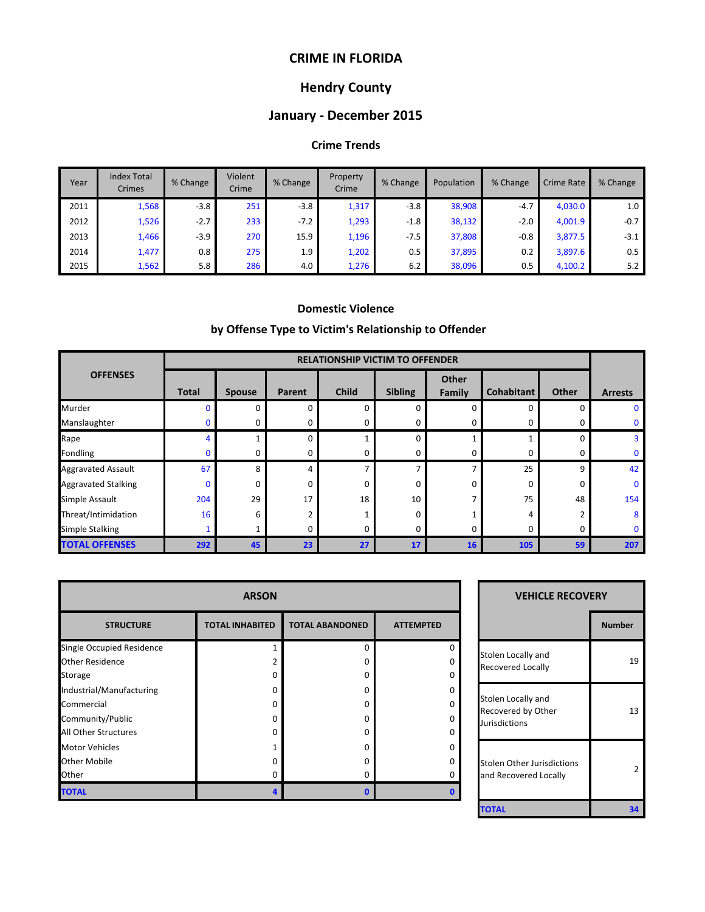# CRIME IN FLORIDA

## Hendry County

## January - December 2015

### Crime Trends

| Year | Index Total Crimes | % Change | Violent Crime | % Change | Property Crime | % Change | Population | % Change | Crime Rate | % Change |
|---|---|---|---|---|---|---|---|---|---|---|
| 2011 | 1,568 | -3.8 | 251 | -3.8 | 1,317 | -3.8 | 38,908 | -4.7 | 4,030.0 | 1.0 |
| 2012 | 1,526 | -2.7 | 233 | -7.2 | 1,293 | -1.8 | 38,132 | -2.0 | 4,001.9 | -0.7 |
| 2013 | 1,466 | -3.9 | 270 | 15.9 | 1,196 | -7.5 | 37,808 | -0.8 | 3,877.5 | -3.1 |
| 2014 | 1,477 | 0.8 | 275 | 1.9 | 1,202 | 0.5 | 37,895 | 0.2 | 3,897.6 | 0.5 |
| 2015 | 1,562 | 5.8 | 286 | 4.0 | 1,276 | 6.2 | 38,096 | 0.5 | 4,100.2 | 5.2 |

### Domestic Violence

### by Offense Type to Victim's Relationship to Offender

| OFFENSES | RELATIONSHIP VICTIM TO OFFENDER | | | | | | | | Arrests |
|---|---|---|---|---|---|---|---|---|---|
| | Total | Spouse | Parent | Child | Sibling | Other Family | Cohabitant | Other | |
| Murder | 0 | 0 | 0 | 0 | 0 | 0 | 0 | 0 | 0 |
| Manslaughter | 0 | 0 | 0 | 0 | 0 | 0 | 0 | 0 | 0 |
| Rape | 4 | 1 | 0 | 1 | 0 | 1 | 1 | 0 | 3 |
| Fondling | 0 | 0 | 0 | 0 | 0 | 0 | 0 | 0 | 0 |
| Aggravated Assault | 67 | 8 | 4 | 7 | 7 | 7 | 25 | 9 | 42 |
| Aggravated Stalking | 0 | 0 | 0 | 0 | 0 | 0 | 0 | 0 | 0 |
| Simple Assault | 204 | 29 | 17 | 18 | 10 | 7 | 75 | 48 | 154 |
| Threat/Intimidation | 16 | 6 | 2 | 1 | 0 | 1 | 4 | 2 | 8 |
| Simple Stalking | 1 | 1 | 0 | 0 | 0 | 0 | 0 | 0 | 0 |
| **TOTAL OFFENSES** | **292** | **45** | **23** | **27** | **17** | **16** | **105** | **59** | **207** |

| ARSON | | | |
|---|---|---|---|
| STRUCTURE | TOTAL INHABITED | TOTAL ABANDONED | ATTEMPTED |
| Single Occupied Residence | 1 | 0 | 0 |
| Other Residence | 2 | 0 | 0 |
| Storage | 0 | 0 | 0 |
| Industrial/Manufacturing | 0 | 0 | 0 |
| Commercial | 0 | 0 | 0 |
| Community/Public | 0 | 0 | 0 |
| All Other Structures | 0 | 0 | 0 |
| Motor Vehicles | 1 | 0 | 0 |
| Other Mobile | 0 | 0 | 0 |
| Other | 0 | 0 | 0 |
| **TOTAL** | **4** | **0** | **0** |

| VEHICLE RECOVERY | |
|---|---|
| | Number |
| Stolen Locally and Recovered Locally | 19 |
| Stolen Locally and Recovered by Other Jurisdictions | 13 |
| Stolen Other Jurisdictions and Recovered Locally | 2 |
| **TOTAL** | **34** |